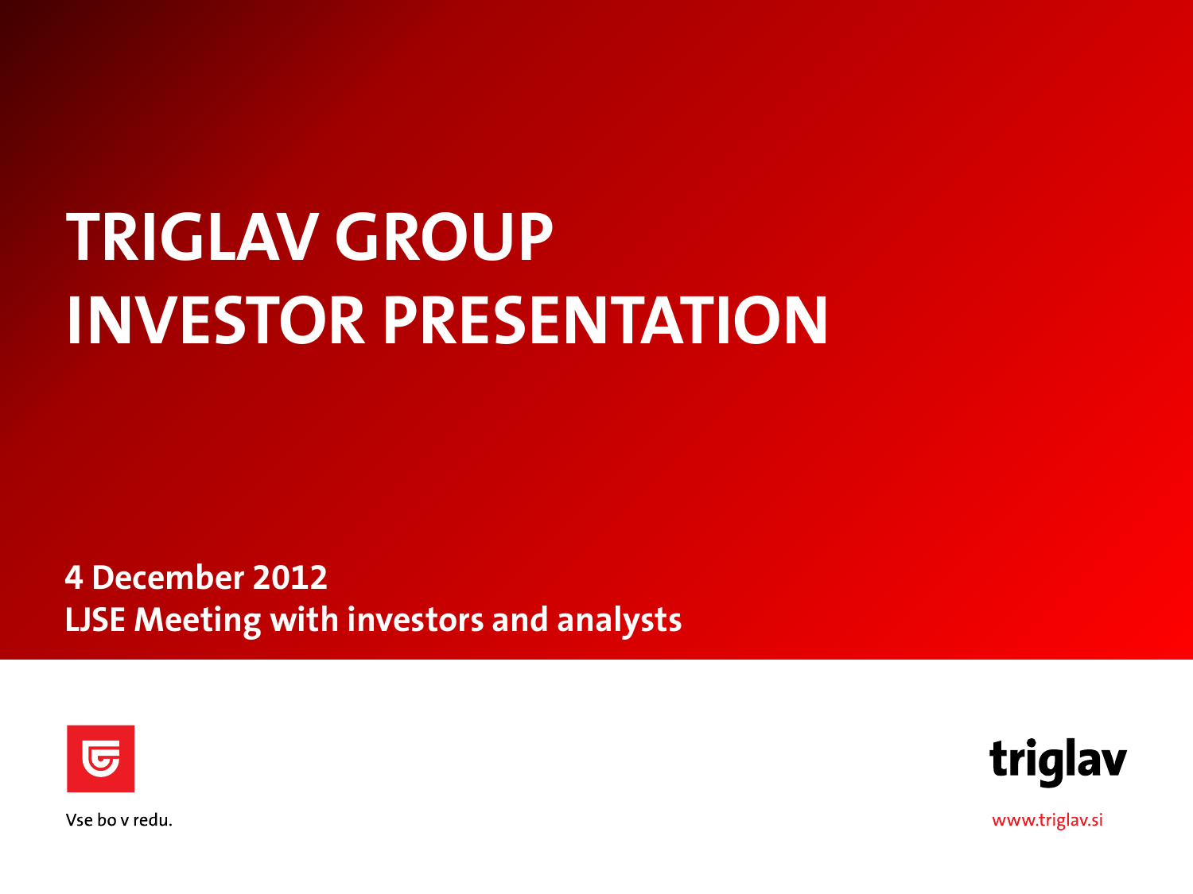# TRIGLAV GROUP
# INVESTOR PRESENTATION

**4 December 2012**
**LJSE Meeting with investors and analysts**

Vse bo v redu.

triglav

www.triglav.si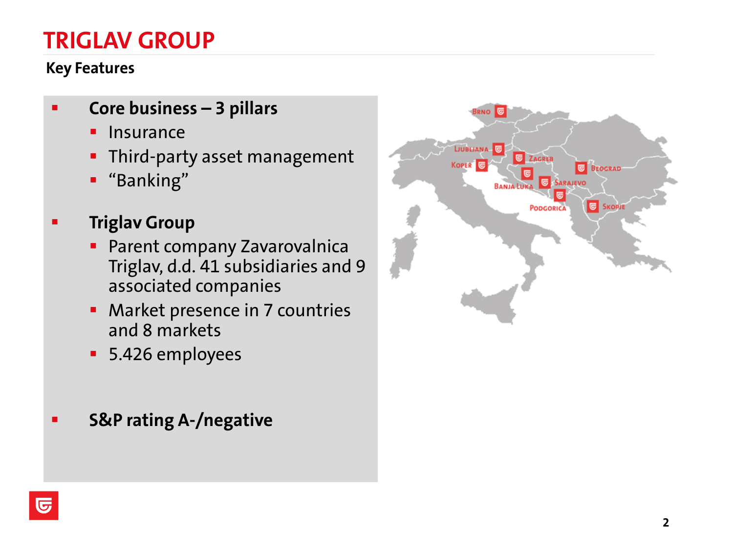# TRIGLAV GROUP

## Key Features

- **Core business – 3 pillars**
  - Insurance
  - Third-party asset management
  - "Banking"

- **Triglav Group**
  - Parent company Zavarovalnica Triglav, d.d. 41 subsidiaries and 9 associated companies
  - Market presence in 7 countries and 8 markets
  - 5.426 employees

- **S&P rating A-/negative**

Brno
Ljubljana
Koper
Zagreb
Beograd
Banja Luka
Sarajevo
Podgorica
Skopje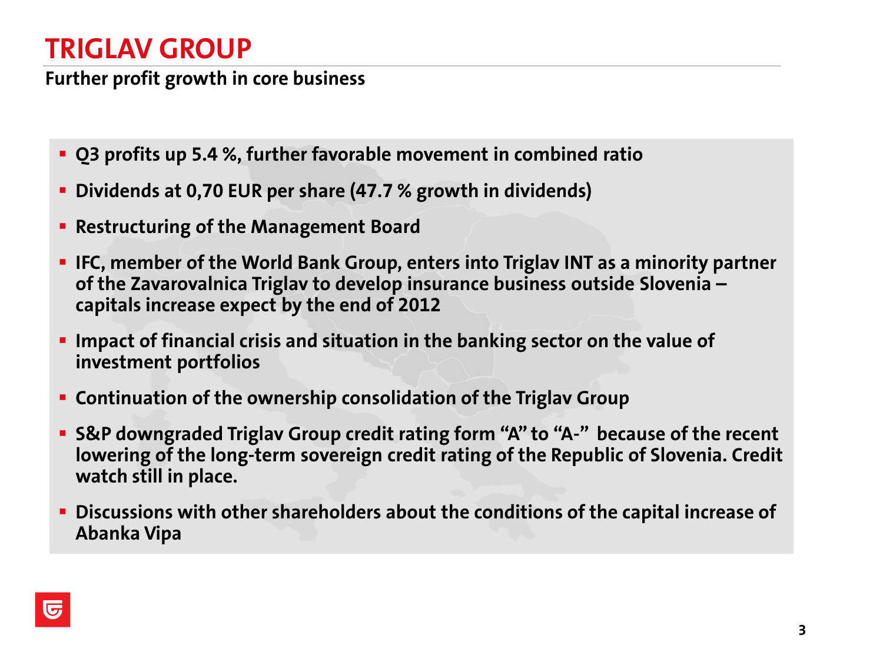# TRIGLAV GROUP

**Further profit growth in core business**

- **Q3 profits up 5.4 %, further favorable movement in combined ratio**
- **Dividends at 0,70 EUR per share (47.7 % growth in dividends)**
- **Restructuring of the Management Board**
- **IFC, member of the World Bank Group, enters into Triglav INT as a minority partner of the Zavarovalnica Triglav to develop insurance business outside Slovenia – capitals increase expect by the end of 2012**
- **Impact of financial crisis and situation in the banking sector on the value of investment portfolios**
- **Continuation of the ownership consolidation of the Triglav Group**
- **S&P downgraded Triglav Group credit rating form "A" to "A-" because of the recent lowering of the long-term sovereign credit rating of the Republic of Slovenia. Credit watch still in place.**
- **Discussions with other shareholders about the conditions of the capital increase of Abanka Vipa**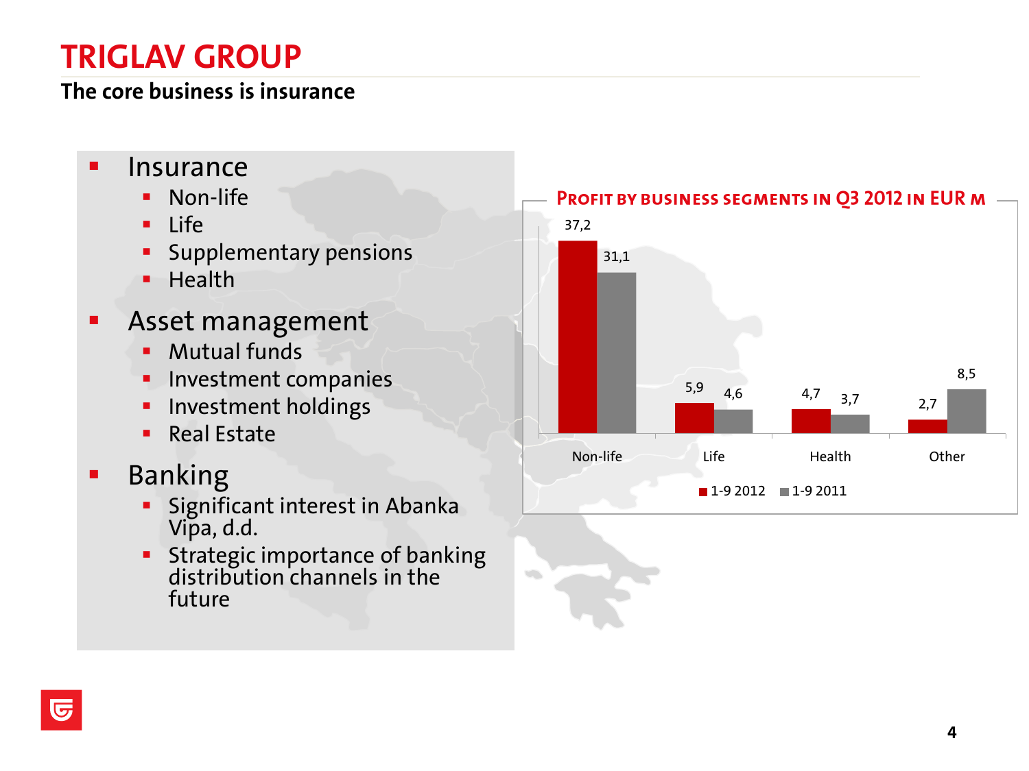# TRIGLAV GROUP

## The core business is insurance

- Insurance
  - Non-life
  - Life
  - Supplementary pensions
  - Health
- Asset management
  - Mutual funds
  - Investment companies
  - Investment holdings
  - Real Estate
- Banking
  - Significant interest in Abanka Vipa, d.d.
  - Strategic importance of banking distribution channels in the future

**Profit by business segments in Q3 2012 in EUR m**

| | 1-9 2012 | 1-9 2011 |
|---|---|---|
| Non-life | 37,2 | 31,1 |
| Life | 5,9 | 4,6 |
| Health | 4,7 | 3,7 |
| Other | 2,7 | 8,5 |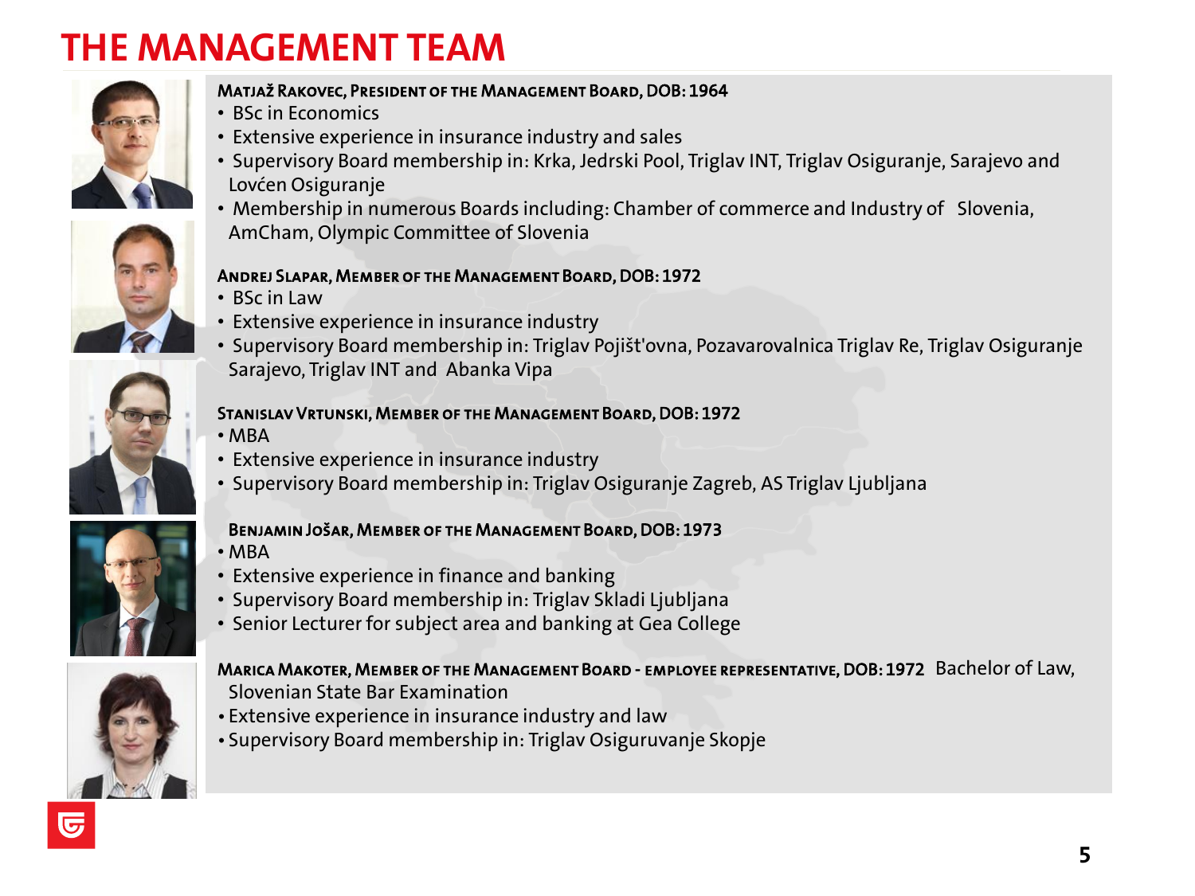# THE MANAGEMENT TEAM

**MATJAŽ RAKOVEC, PRESIDENT OF THE MANAGEMENT BOARD, DOB: 1964**

- BSc in Economics
- Extensive experience in insurance industry and sales
- Supervisory Board membership in: Krka, Jedrski Pool, Triglav INT, Triglav Osiguranje, Sarajevo and Lovćen Osiguranje
- Membership in numerous Boards including: Chamber of commerce and Industry of Slovenia, AmCham, Olympic Committee of Slovenia

**ANDREJ SLAPAR, MEMBER OF THE MANAGEMENT BOARD, DOB: 1972**

- BSc in Law
- Extensive experience in insurance industry
- Supervisory Board membership in: Triglav Pojišt'ovna, Pozavarovalnica Triglav Re, Triglav Osiguranje Sarajevo, Triglav INT and Abanka Vipa

**STANISLAV VRTUNSKI, MEMBER OF THE MANAGEMENT BOARD, DOB: 1972**

- MBA
- Extensive experience in insurance industry
- Supervisory Board membership in: Triglav Osiguranje Zagreb, AS Triglav Ljubljana

**BENJAMIN JOŠAR, MEMBER OF THE MANAGEMENT BOARD, DOB: 1973**

- MBA
- Extensive experience in finance and banking
- Supervisory Board membership in: Triglav Skladi Ljubljana
- Senior Lecturer for subject area and banking at Gea College

**MARICA MAKOTER, MEMBER OF THE MANAGEMENT BOARD - EMPLOYEE REPRESENTATIVE, DOB: 1972** Bachelor of Law, Slovenian State Bar Examination

- Extensive experience in insurance industry and law
- Supervisory Board membership in: Triglav Osiguruvanje Skopje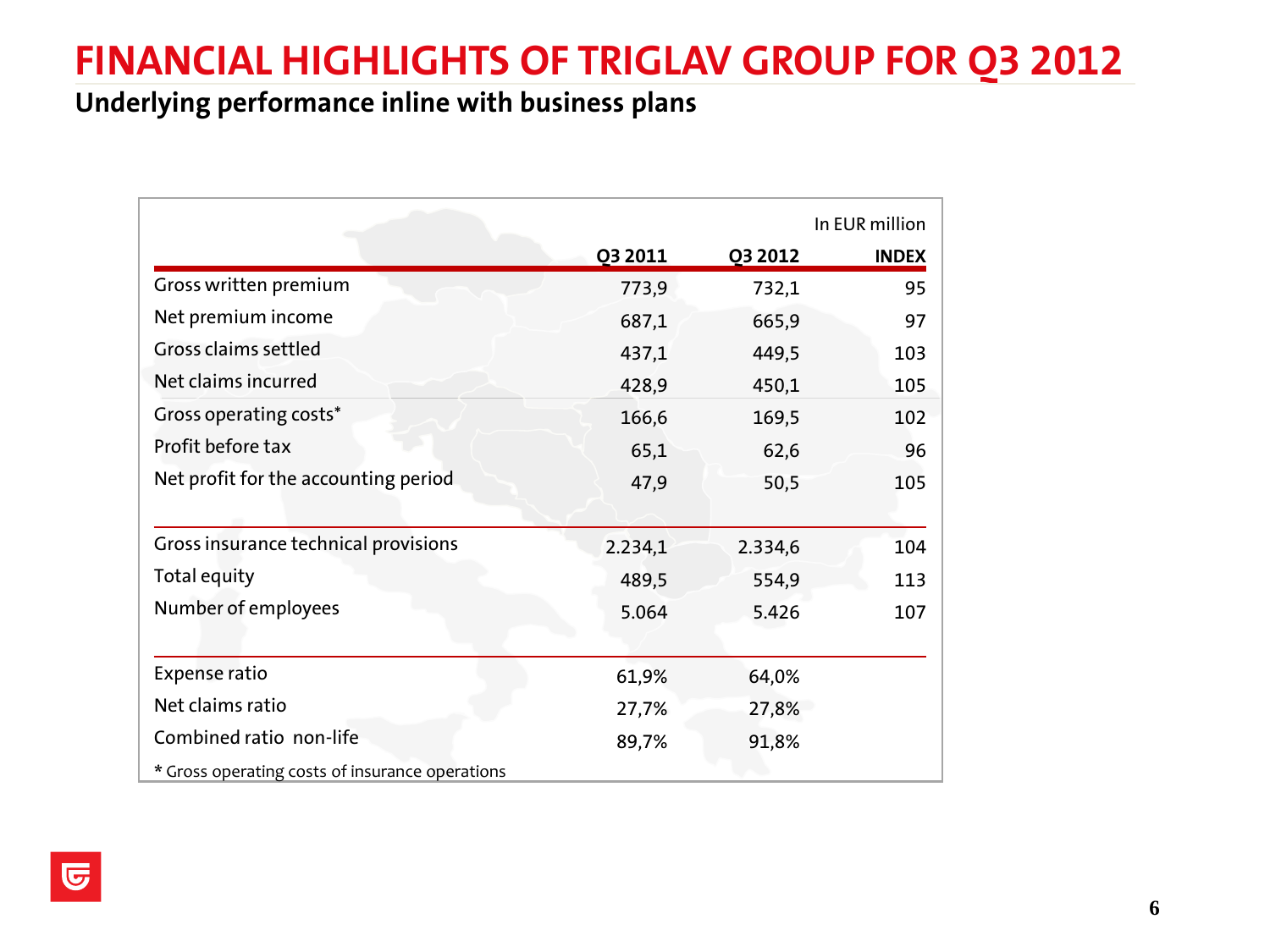# FINANCIAL HIGHLIGHTS OF TRIGLAV GROUP FOR Q3 2012

## Underlying performance inline with business plans

In EUR million

| | Q3 2011 | Q3 2012 | INDEX |
|---|---|---|---|
| Gross written premium | 773,9 | 732,1 | 95 |
| Net premium income | 687,1 | 665,9 | 97 |
| Gross claims settled | 437,1 | 449,5 | 103 |
| Net claims incurred | 428,9 | 450,1 | 105 |
| Gross operating costs* | 166,6 | 169,5 | 102 |
| Profit before tax | 65,1 | 62,6 | 96 |
| Net profit for the accounting period | 47,9 | 50,5 | 105 |
| Gross insurance technical provisions | 2.234,1 | 2.334,6 | 104 |
| Total equity | 489,5 | 554,9 | 113 |
| Number of employees | 5.064 | 5.426 | 107 |
| Expense ratio | 61,9% | 64,0% | |
| Net claims ratio | 27,7% | 27,8% | |
| Combined ratio non-life | 89,7% | 91,8% | |

* Gross operating costs of insurance operations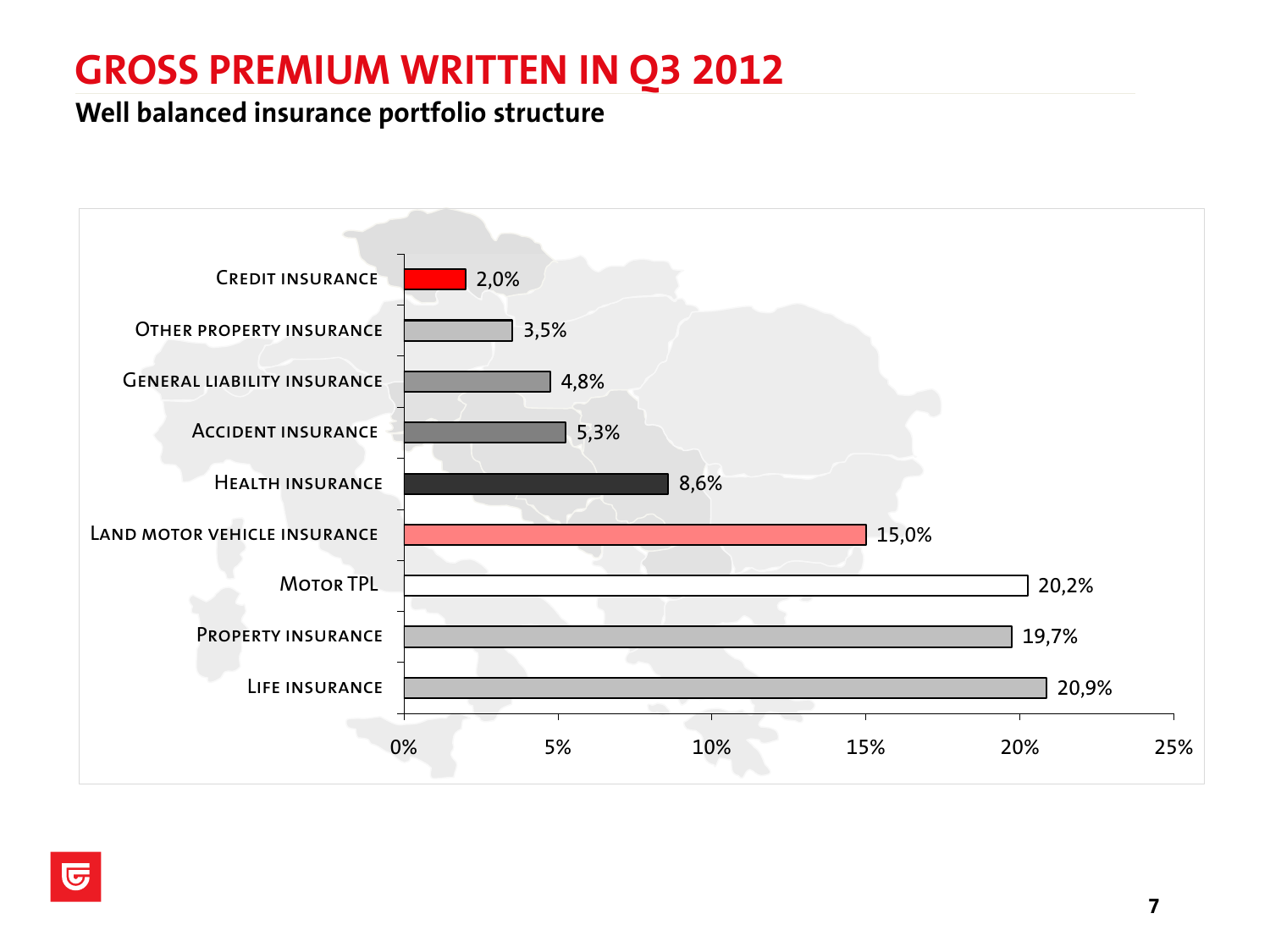# GROSS PREMIUM WRITTEN IN Q3 2012

## Well balanced insurance portfolio structure

| Insurance type | Share |
|---|---|
| Credit insurance | 2,0% |
| Other property insurance | 3,5% |
| General liability insurance | 4,8% |
| Accident insurance | 5,3% |
| Health insurance | 8,6% |
| Land motor vehicle insurance | 15,0% |
| Motor TPL | 20,2% |
| Property insurance | 19,7% |
| Life insurance | 20,9% |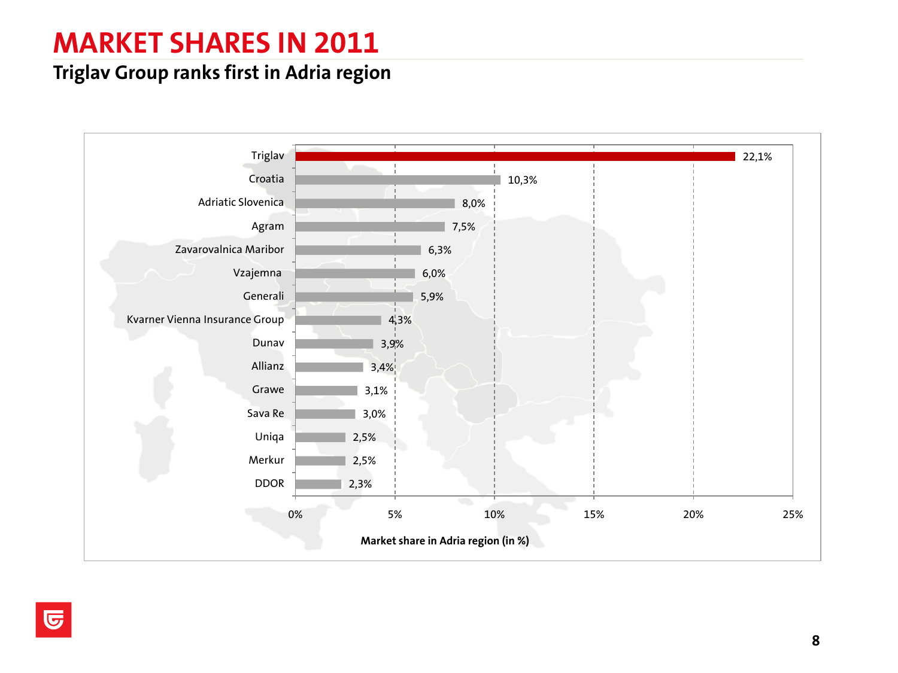# MARKET SHARES IN 2011

## Triglav Group ranks first in Adria region

| Company | Market share in Adria region (in %) |
| --- | --- |
| Triglav | 22,1% |
| Croatia | 10,3% |
| Adriatic Slovenica | 8,0% |
| Agram | 7,5% |
| Zavarovalnica Maribor | 6,3% |
| Vzajemna | 6,0% |
| Generali | 5,9% |
| Kvarner Vienna Insurance Group | 4,3% |
| Dunav | 3,9% |
| Allianz | 3,4% |
| Grawe | 3,1% |
| Sava Re | 3,0% |
| Uniqa | 2,5% |
| Merkur | 2,5% |
| DDOR | 2,3% |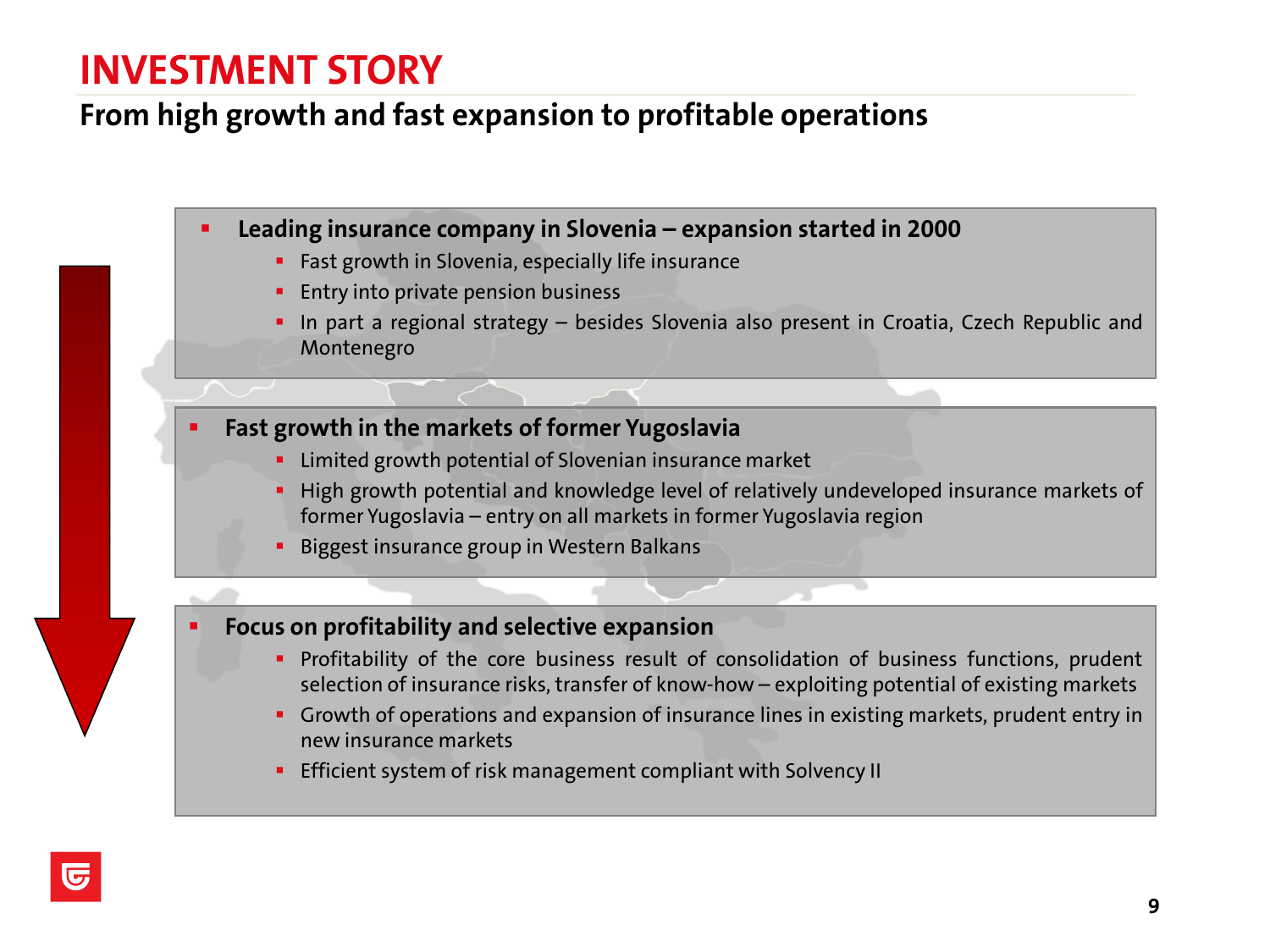# INVESTMENT STORY

## From high growth and fast expansion to profitable operations

- **Leading insurance company in Slovenia – expansion started in 2000**
  - Fast growth in Slovenia, especially life insurance
  - Entry into private pension business
  - In part a regional strategy – besides Slovenia also present in Croatia, Czech Republic and Montenegro

- **Fast growth in the markets of former Yugoslavia**
  - Limited growth potential of Slovenian insurance market
  - High growth potential and knowledge level of relatively undeveloped insurance markets of former Yugoslavia – entry on all markets in former Yugoslavia region
  - Biggest insurance group in Western Balkans

- **Focus on profitability and selective expansion**
  - Profitability of the core business result of consolidation of business functions, prudent selection of insurance risks, transfer of know-how – exploiting potential of existing markets
  - Growth of operations and expansion of insurance lines in existing markets, prudent entry in new insurance markets
  - Efficient system of risk management compliant with Solvency II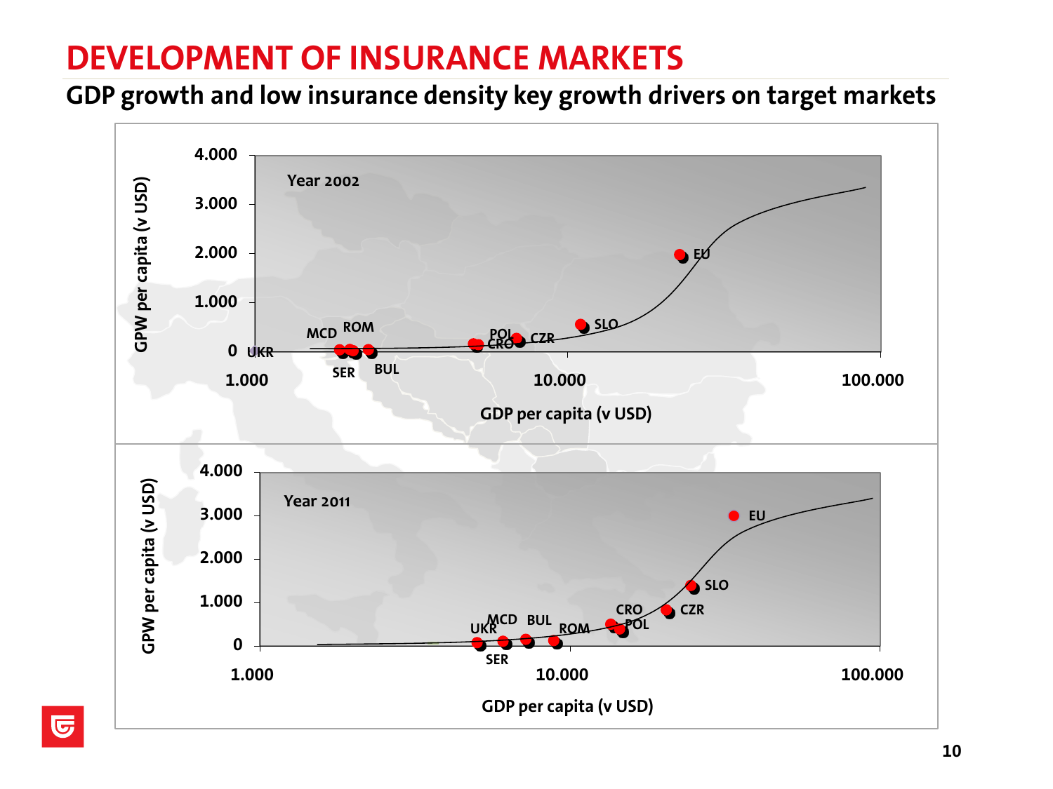# DEVELOPMENT OF INSURANCE MARKETS

## GDP growth and low insurance density key growth drivers on target markets

Year 2002

GPW per capita (v USD): 0, 1.000, 2.000, 3.000, 4.000

GDP per capita (v USD): 1.000, 10.000, 100.000

UKR, MCD, ROM, SER, BUL, POL, CRO, CZR, SLO, EU

Year 2011

GPW per capita (v USD): 0, 1.000, 2.000, 3.000, 4.000

GDP per capita (v USD): 1.000, 10.000, 100.000

UKR, MCD, BUL, SER, ROM, CRO, POL, CZR, SLO, EU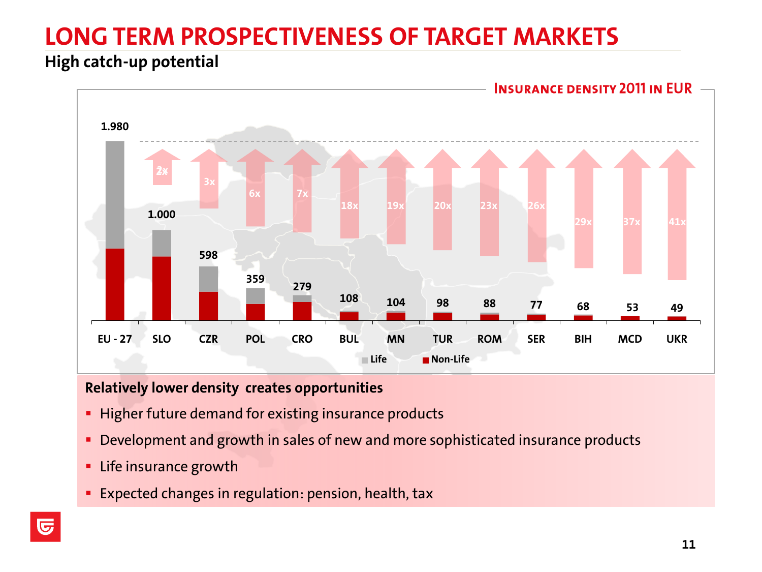# LONG TERM PROSPECTIVENESS OF TARGET MARKETS

## High catch-up potential

**INSURANCE DENSITY 2011 IN EUR**

| Market | Insurance density (EUR) | Catch-up potential |
|---|---|---|
| EU - 27 | 1.980 | |
| SLO | 1.000 | 2x |
| CZR | 598 | 3x |
| POL | 359 | 6x |
| CRO | 279 | 7x |
| BUL | 108 | 18x |
| MN | 104 | 19x |
| TUR | 98 | 20x |
| ROM | 88 | 23x |
| SER | 77 | 26x |
| BIH | 68 | 29x |
| MCD | 53 | 37x |
| UKR | 49 | 41x |

Life / Non-Life

**Relatively lower density creates opportunities**

- Higher future demand for existing insurance products
- Development and growth in sales of new and more sophisticated insurance products
- Life insurance growth
- Expected changes in regulation: pension, health, tax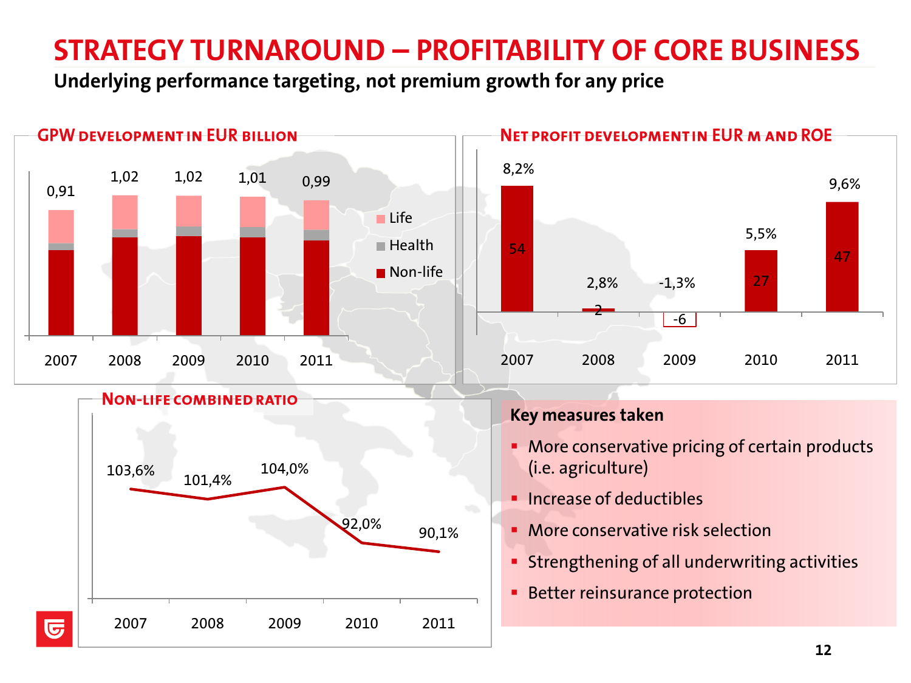# STRATEGY TURNAROUND – PROFITABILITY OF CORE BUSINESS

**Underlying performance targeting, not premium growth for any price**

## GPW development in EUR billion

| | 2007 | 2008 | 2009 | 2010 | 2011 |
|---|---|---|---|---|---|
| Total GPW | 0,91 | 1,02 | 1,02 | 1,01 | 0,99 |

Legend: Life, Health, Non-life

## Net profit development in EUR m and ROE

| | 2007 | 2008 | 2009 | 2010 | 2011 |
|---|---|---|---|---|---|
| Net profit (EUR m) | 54 | 2 | -6 | 27 | 47 |
| ROE | 8,2% | 2,8% | -1,3% | 5,5% | 9,6% |

## Non-life combined ratio

| 2007 | 2008 | 2009 | 2010 | 2011 |
|---|---|---|---|---|
| 103,6% | 101,4% | 104,0% | 92,0% | 90,1% |

**Key measures taken**

- More conservative pricing of certain products (i.e. agriculture)
- Increase of deductibles
- More conservative risk selection
- Strengthening of all underwriting activities
- Better reinsurance protection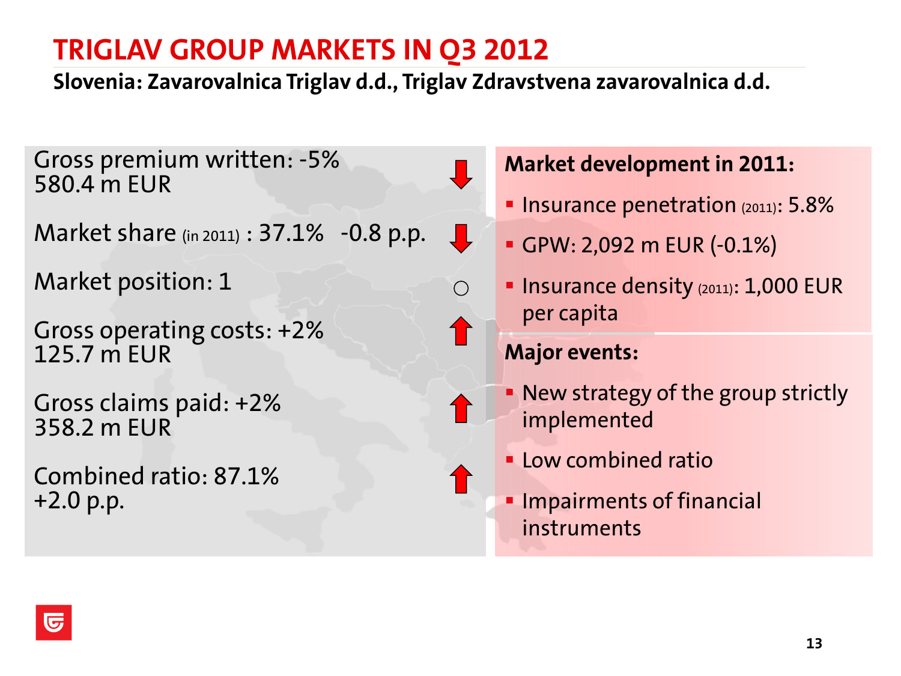# TRIGLAV GROUP MARKETS IN Q3 2012

**Slovenia: Zavarovalnica Triglav d.d., Triglav Zdravstvena zavarovalnica d.d.**

Gross premium written: -5%
580.4 m EUR ↓

Market share (in 2011) : 37.1% -0.8 p.p. ↓

Market position: 1 ○

Gross operating costs: +2%
125.7 m EUR ↑

Gross claims paid: +2%
358.2 m EUR ↑

Combined ratio: 87.1%
+2.0 p.p. ↑

**Market development in 2011:**

- Insurance penetration (2011): 5.8%
- GPW: 2,092 m EUR (-0.1%)
- Insurance density (2011): 1,000 EUR per capita

**Major events:**

- New strategy of the group strictly implemented
- Low combined ratio
- Impairments of financial instruments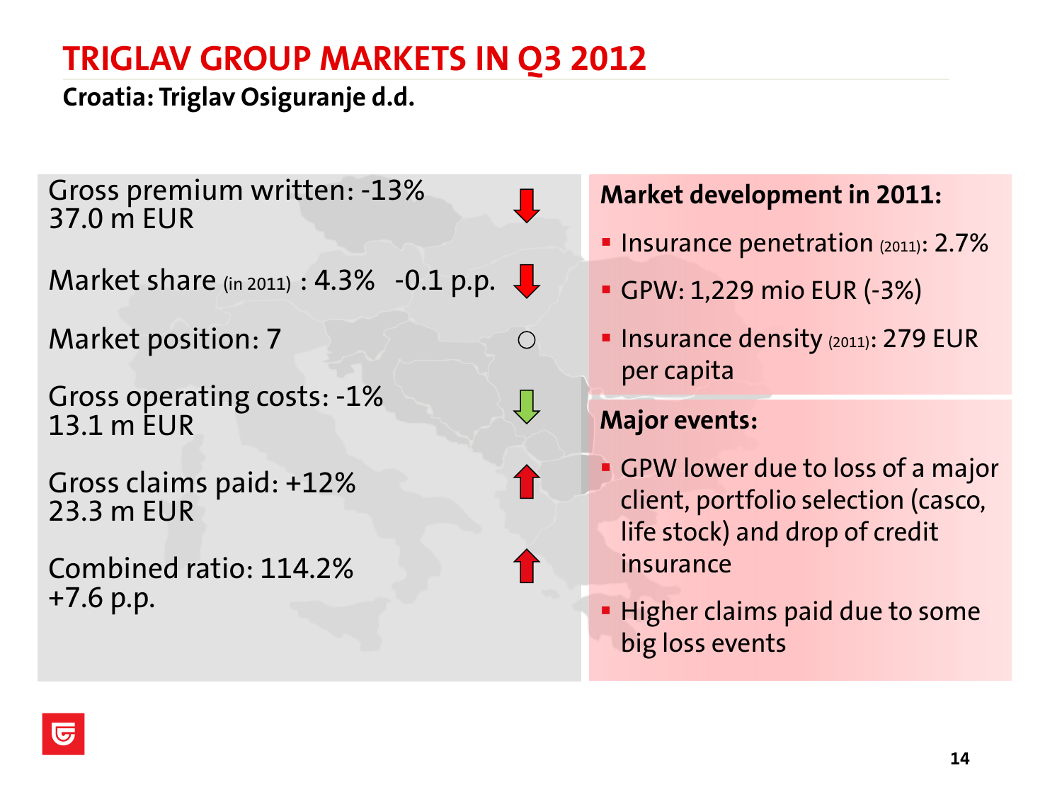# TRIGLAV GROUP MARKETS IN Q3 2012

## Croatia: Triglav Osiguranje d.d.

Gross premium written: -13%
37.0 m EUR

Market share (in 2011) : 4.3% -0.1 p.p.

Market position: 7

Gross operating costs: -1%
13.1 m EUR

Gross claims paid: +12%
23.3 m EUR

Combined ratio: 114.2%
+7.6 p.p.

**Market development in 2011:**

- Insurance penetration (2011): 2.7%
- GPW: 1,229 mio EUR (-3%)
- Insurance density (2011): 279 EUR per capita

**Major events:**

- GPW lower due to loss of a major client, portfolio selection (casco, life stock) and drop of credit insurance
- Higher claims paid due to some big loss events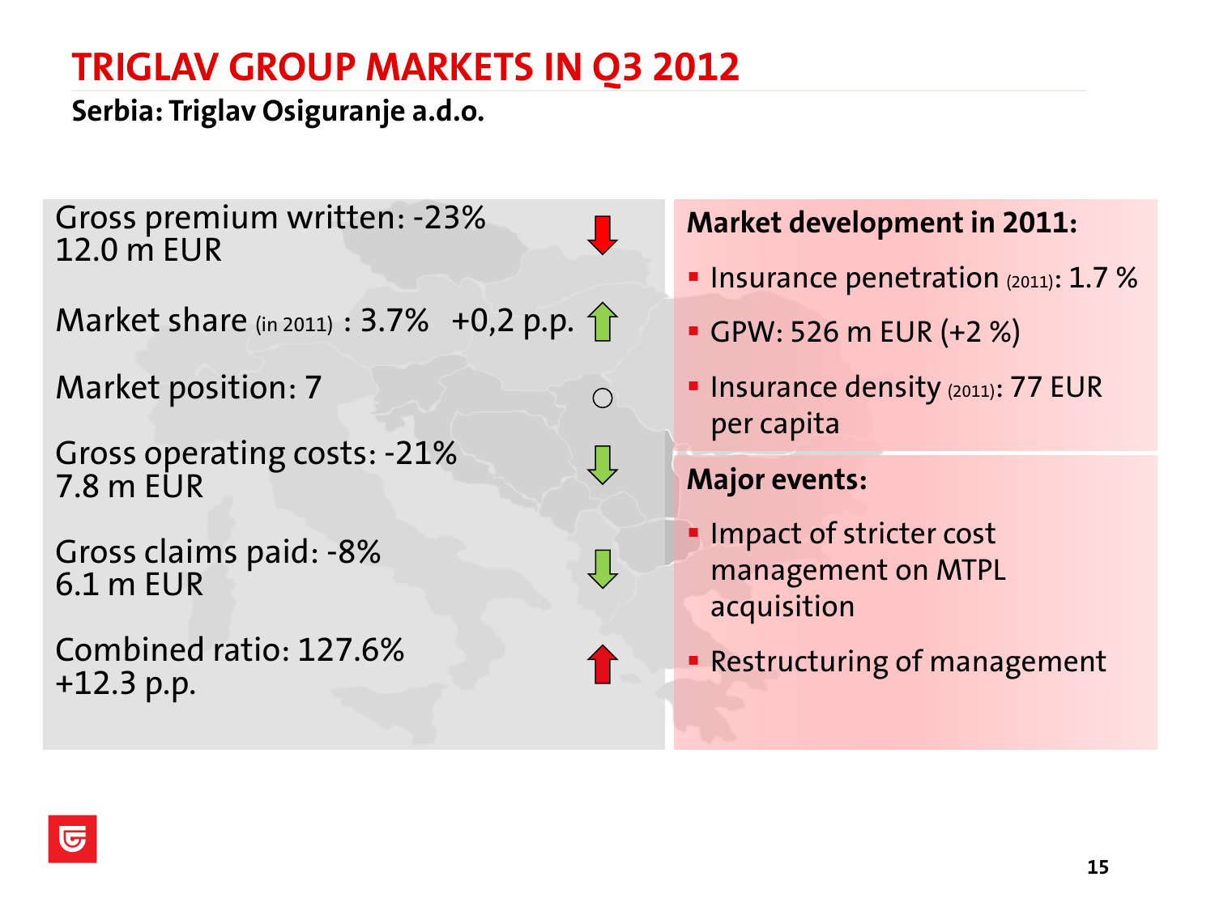# TRIGLAV GROUP MARKETS IN Q3 2012

**Serbia: Triglav Osiguranje a.d.o.**

Gross premium written: -23%
12.0 m EUR

Market share (in 2011) : 3.7% +0,2 p.p.

Market position: 7

Gross operating costs: -21%
7.8 m EUR

Gross claims paid: -8%
6.1 m EUR

Combined ratio: 127.6%
+12.3 p.p.

**Market development in 2011:**

- Insurance penetration (2011): 1.7 %
- GPW: 526 m EUR (+2 %)
- Insurance density (2011): 77 EUR per capita

**Major events:**

- Impact of stricter cost management on MTPL acquisition
- Restructuring of management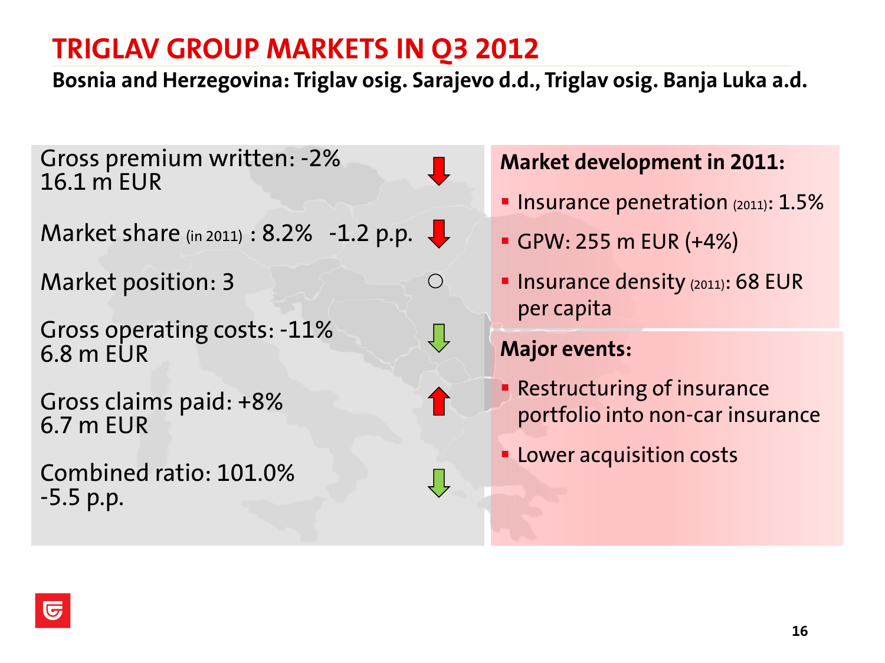# TRIGLAV GROUP MARKETS IN Q3 2012

**Bosnia and Herzegovina: Triglav osig. Sarajevo d.d., Triglav osig. Banja Luka a.d.**

Gross premium written: -2%
16.1 m EUR

Market share (in 2011) : 8.2% -1.2 p.p.

Market position: 3

Gross operating costs: -11%
6.8 m EUR

Gross claims paid: +8%
6.7 m EUR

Combined ratio: 101.0%
-5.5 p.p.

**Market development in 2011:**

- Insurance penetration (2011): 1.5%
- GPW: 255 m EUR (+4%)
- Insurance density (2011): 68 EUR per capita

**Major events:**

- Restructuring of insurance portfolio into non-car insurance
- Lower acquisition costs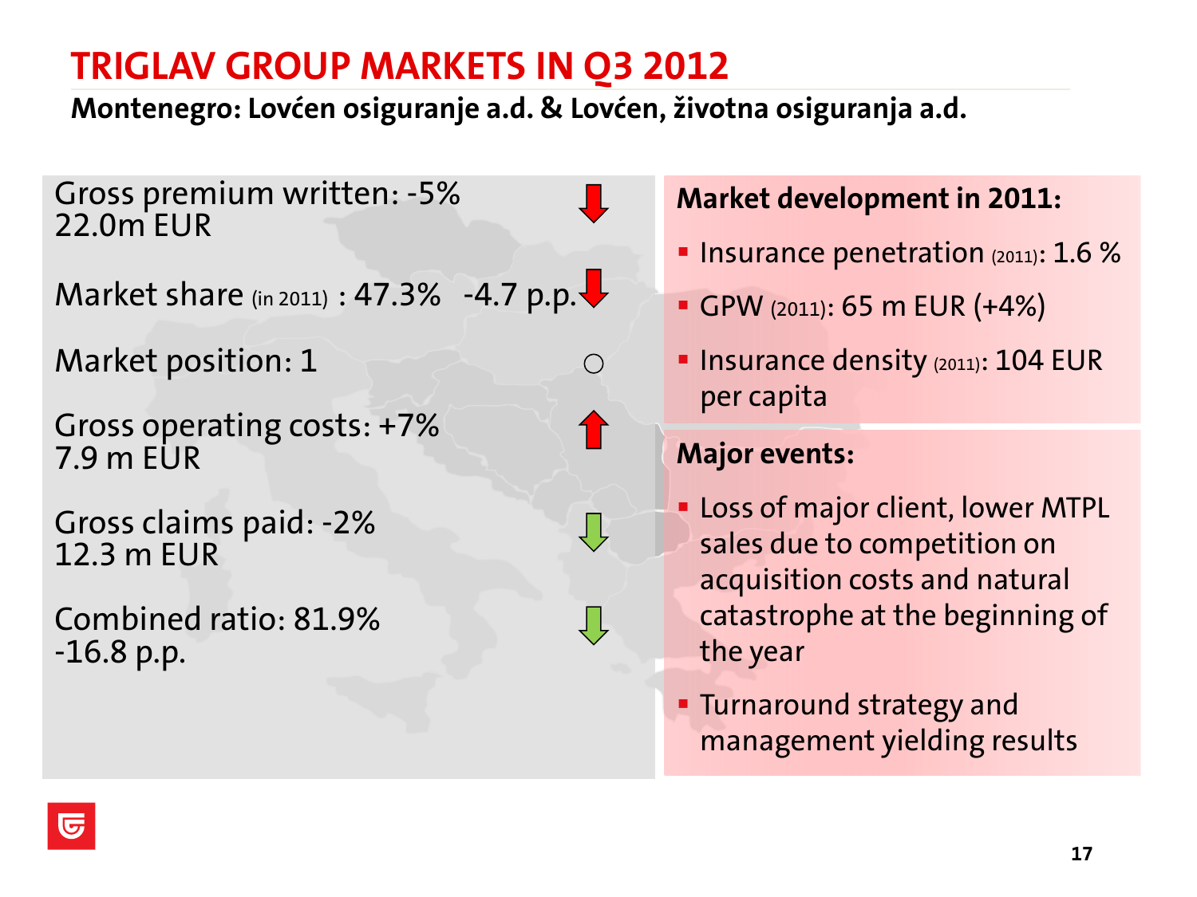# TRIGLAV GROUP MARKETS IN Q3 2012

**Montenegro: Lovćen osiguranje a.d. & Lovćen, životna osiguranja a.d.**

Gross premium written: -5%
22.0m EUR

Market share (in 2011) : 47.3% -4.7 p.p.

Market position: 1

Gross operating costs: +7%
7.9 m EUR

Gross claims paid: -2%
12.3 m EUR

Combined ratio: 81.9%
-16.8 p.p.

**Market development in 2011:**

- Insurance penetration (2011): 1.6 %
- GPW (2011): 65 m EUR (+4%)
- Insurance density (2011): 104 EUR per capita

**Major events:**

- Loss of major client, lower MTPL sales due to competition on acquisition costs and natural catastrophe at the beginning of the year
- Turnaround strategy and management yielding results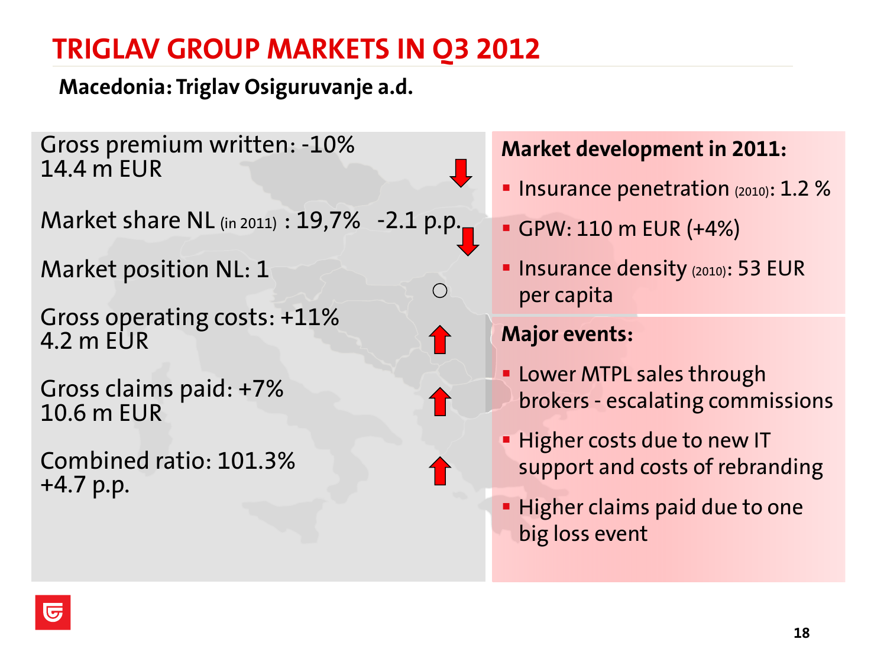# TRIGLAV GROUP MARKETS IN Q3 2012

**Macedonia: Triglav Osiguruvanje a.d.**

Gross premium written: -10%
14.4 m EUR ↓

Market share NL (in 2011) : 19,7% -2.1 p.p. ↓

Market position NL: 1 ○

Gross operating costs: +11%
4.2 m EUR ↑

Gross claims paid: +7%
10.6 m EUR ↑

Combined ratio: 101.3%
+4.7 p.p. ↑

**Market development in 2011:**

- Insurance penetration (2010): 1.2 %
- GPW: 110 m EUR (+4%)
- Insurance density (2010): 53 EUR per capita

**Major events:**

- Lower MTPL sales through brokers - escalating commissions
- Higher costs due to new IT support and costs of rebranding
- Higher claims paid due to one big loss event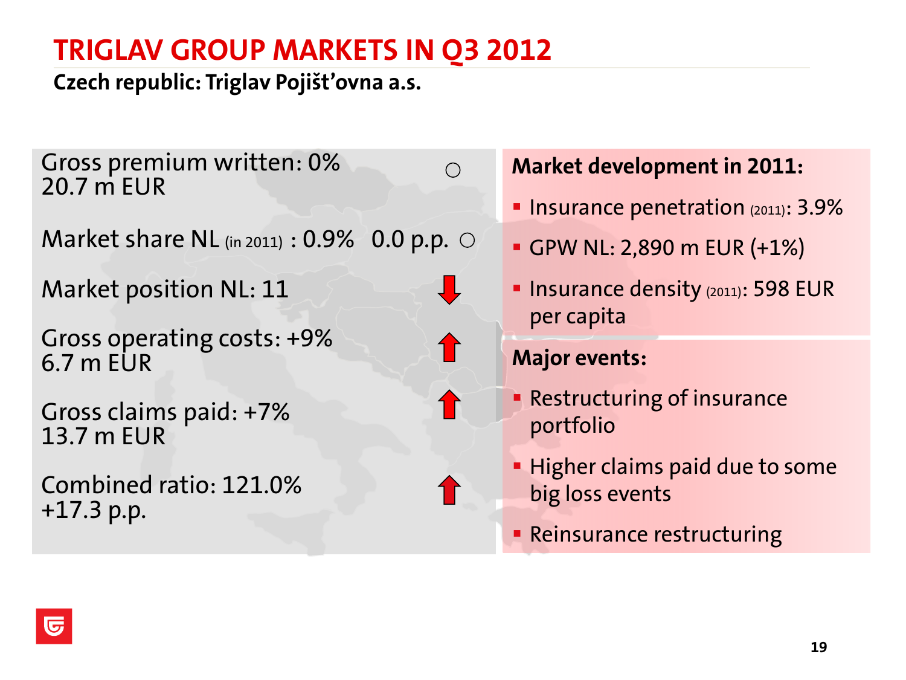# TRIGLAV GROUP MARKETS IN Q3 2012

## Czech republic: Triglav Pojišťovna a.s.

Gross premium written: 0% ○
20.7 m EUR

Market share NL (in 2011) : 0.9% 0.0 p.p. ○

Market position NL: 11 ↓

Gross operating costs: +9% ↑
6.7 m EUR

Gross claims paid: +7% ↑
13.7 m EUR

Combined ratio: 121.0% ↑
+17.3 p.p.

**Market development in 2011:**

- Insurance penetration (2011): 3.9%
- GPW NL: 2,890 m EUR (+1%)
- Insurance density (2011): 598 EUR per capita

**Major events:**

- Restructuring of insurance portfolio
- Higher claims paid due to some big loss events
- Reinsurance restructuring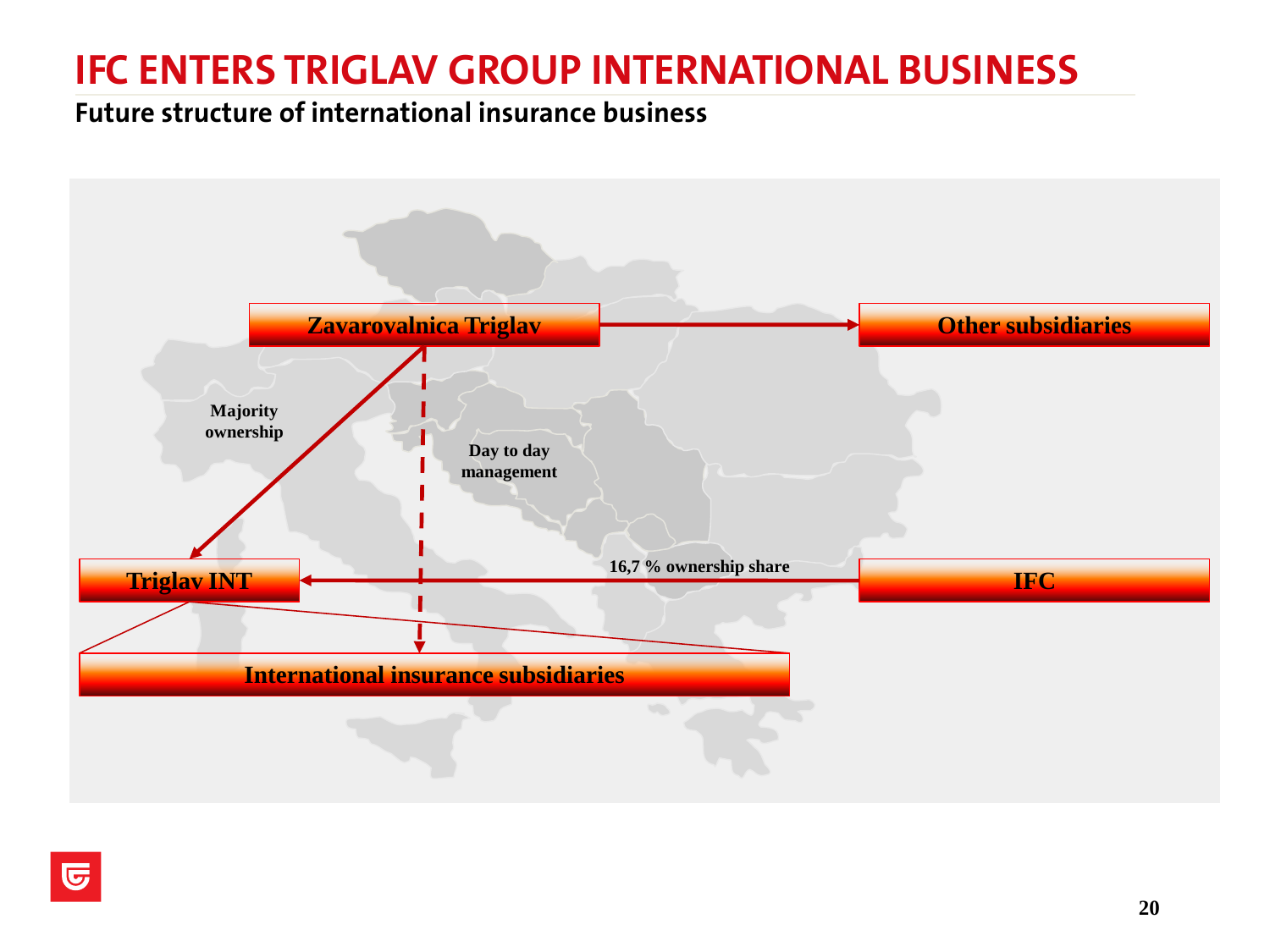# IFC ENTERS TRIGLAV GROUP INTERNATIONAL BUSINESS

## Future structure of international insurance business

Zavarovalnica Triglav

Other subsidiaries

Majority ownership

Day to day management

Triglav INT

16,7 % ownership share

IFC

International insurance subsidiaries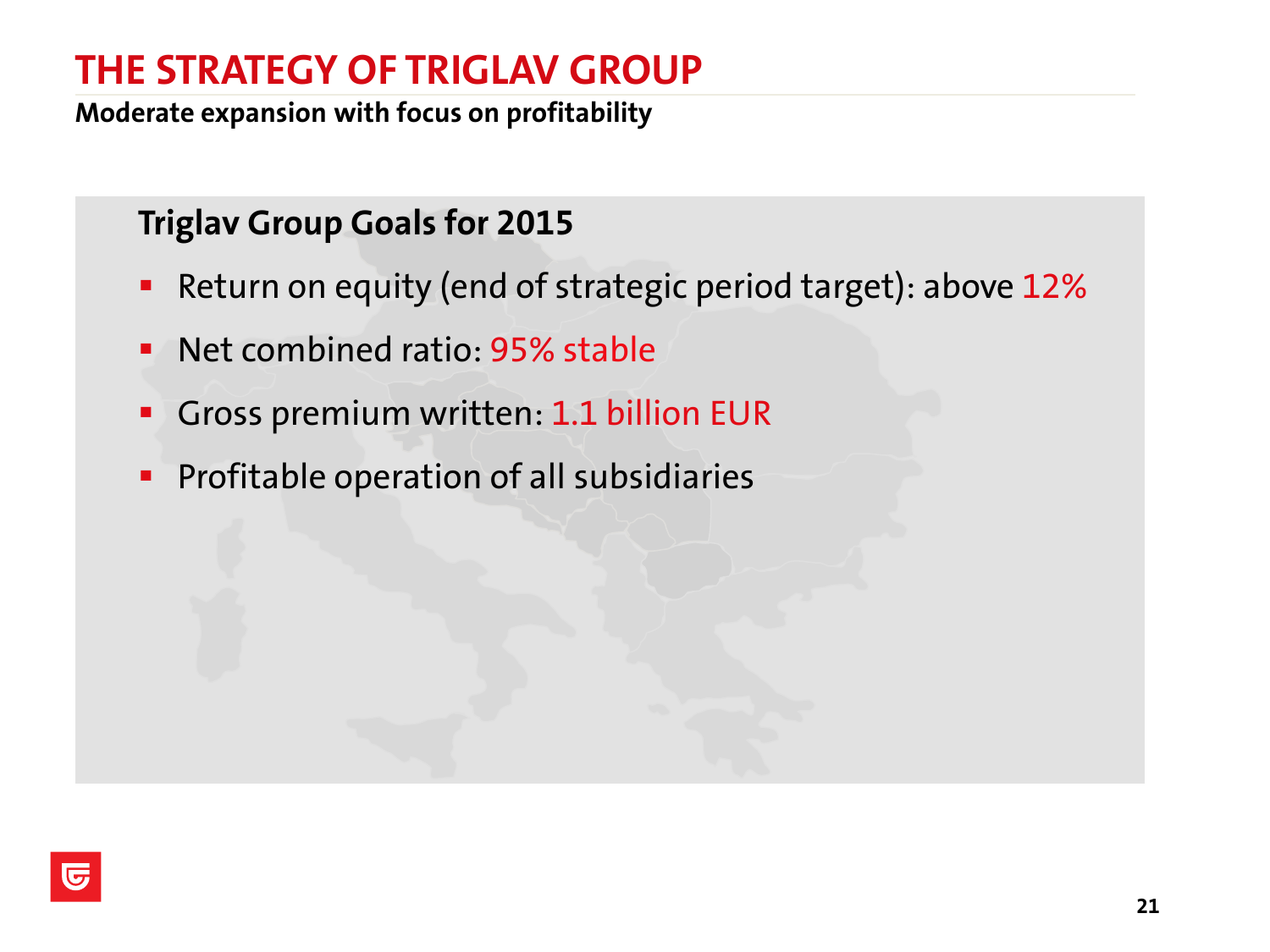# THE STRATEGY OF TRIGLAV GROUP

**Moderate expansion with focus on profitability**

### Triglav Group Goals for 2015

- Return on equity (end of strategic period target): above 12%
- Net combined ratio: 95% stable
- Gross premium written: 1.1 billion EUR
- Profitable operation of all subsidiaries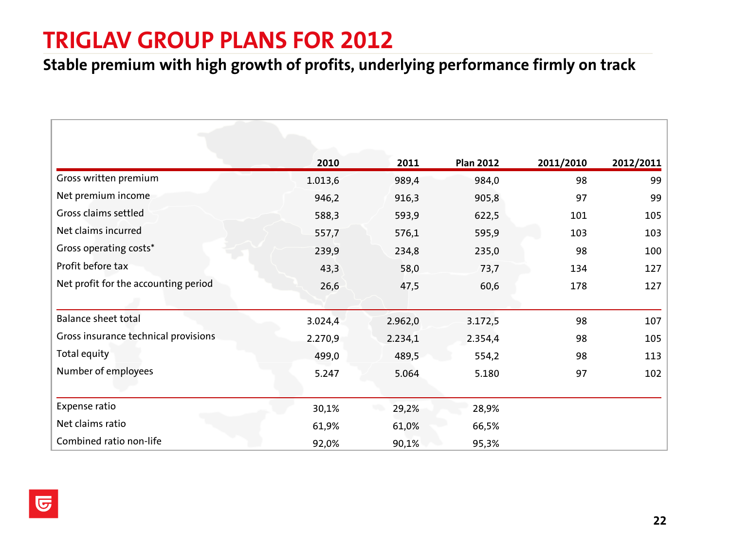# TRIGLAV GROUP PLANS FOR 2012

## Stable premium with high growth of profits, underlying performance firmly on track

| | 2010 | 2011 | Plan 2012 | 2011/2010 | 2012/2011 |
|---|---|---|---|---|---|
| Gross written premium | 1.013,6 | 989,4 | 984,0 | 98 | 99 |
| Net premium income | 946,2 | 916,3 | 905,8 | 97 | 99 |
| Gross claims settled | 588,3 | 593,9 | 622,5 | 101 | 105 |
| Net claims incurred | 557,7 | 576,1 | 595,9 | 103 | 103 |
| Gross operating costs* | 239,9 | 234,8 | 235,0 | 98 | 100 |
| Profit before tax | 43,3 | 58,0 | 73,7 | 134 | 127 |
| Net profit for the accounting period | 26,6 | 47,5 | 60,6 | 178 | 127 |
| Balance sheet total | 3.024,4 | 2.962,0 | 3.172,5 | 98 | 107 |
| Gross insurance technical provisions | 2.270,9 | 2.234,1 | 2.354,4 | 98 | 105 |
| Total equity | 499,0 | 489,5 | 554,2 | 98 | 113 |
| Number of employees | 5.247 | 5.064 | 5.180 | 97 | 102 |
| Expense ratio | 30,1% | 29,2% | 28,9% | | |
| Net claims ratio | 61,9% | 61,0% | 66,5% | | |
| Combined ratio non-life | 92,0% | 90,1% | 95,3% | | |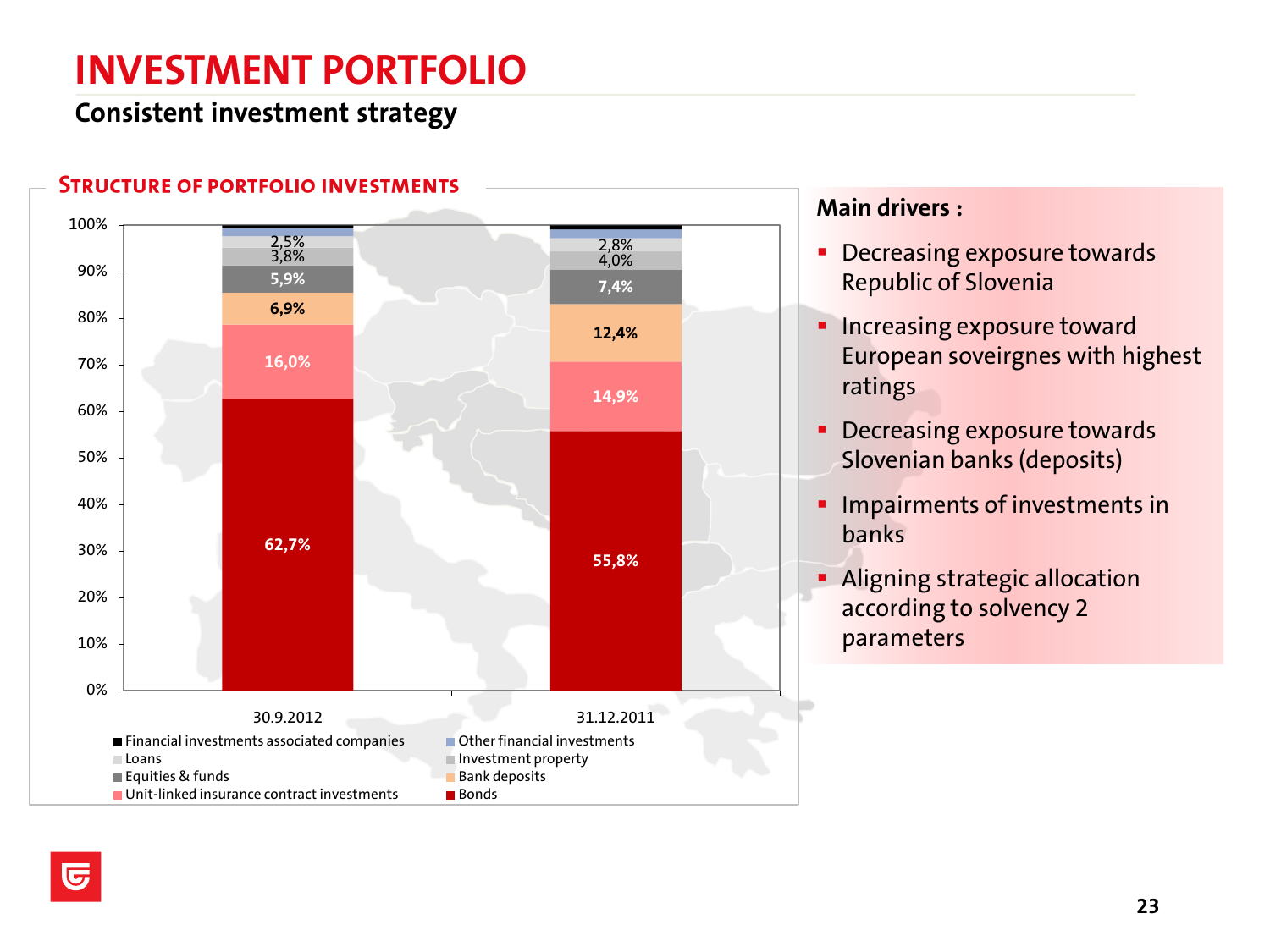# INVESTMENT PORTFOLIO

## Consistent investment strategy

### STRUCTURE OF PORTFOLIO INVESTMENTS

| | 30.9.2012 | 31.12.2011 |
|---|---|---|
| Loans | 2,5% | 2,8% |
| Investment property | 3,8% | 4,0% |
| Equities & funds | 5,9% | 7,4% |
| Bank deposits | 6,9% | 12,4% |
| Unit-linked insurance contract investments | 16,0% | 14,9% |
| Bonds | 62,7% | 55,8% |

Legend: Financial investments associated companies; Other financial investments; Loans; Investment property; Equities & funds; Bank deposits; Unit-linked insurance contract investments; Bonds

**Main drivers :**

- Decreasing exposure towards Republic of Slovenia
- Increasing exposure toward European soveirgnes with highest ratings
- Decreasing exposure towards Slovenian banks (deposits)
- Impairments of investments in banks
- Aligning strategic allocation according to solvency 2 parameters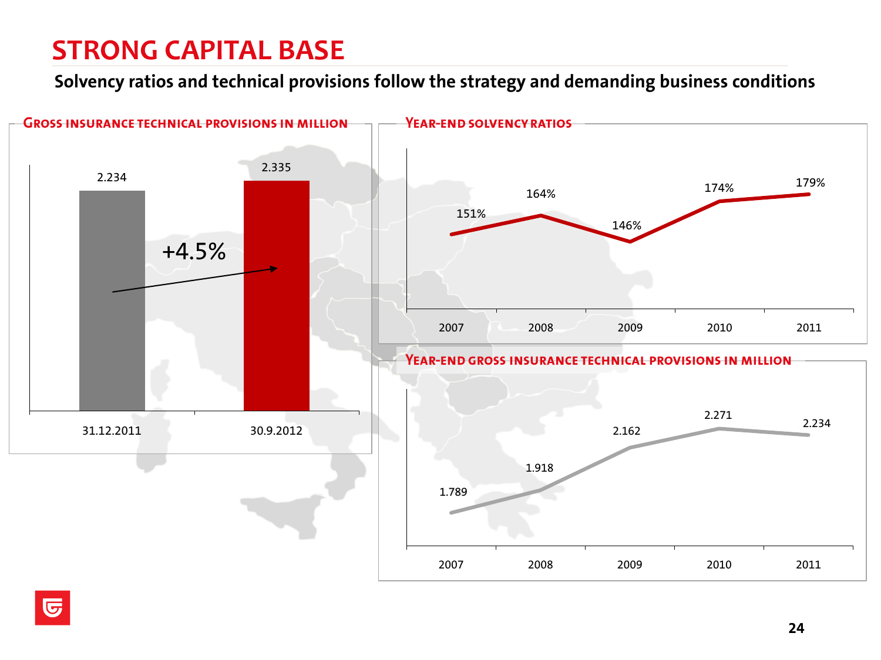# STRONG CAPITAL BASE

**Solvency ratios and technical provisions follow the strategy and demanding business conditions**

## Gross insurance technical provisions in million

| | 31.12.2011 | 30.9.2012 |
|---|---|---|
| Gross insurance technical provisions | 2.234 | 2.335 |

+4.5%

## Year-end solvency ratios

| 2007 | 2008 | 2009 | 2010 | 2011 |
|---|---|---|---|---|
| 151% | 164% | 146% | 174% | 179% |

## Year-end gross insurance technical provisions in million

| 2007 | 2008 | 2009 | 2010 | 2011 |
|---|---|---|---|---|
| 1.789 | 1.918 | 2.162 | 2.271 | 2.234 |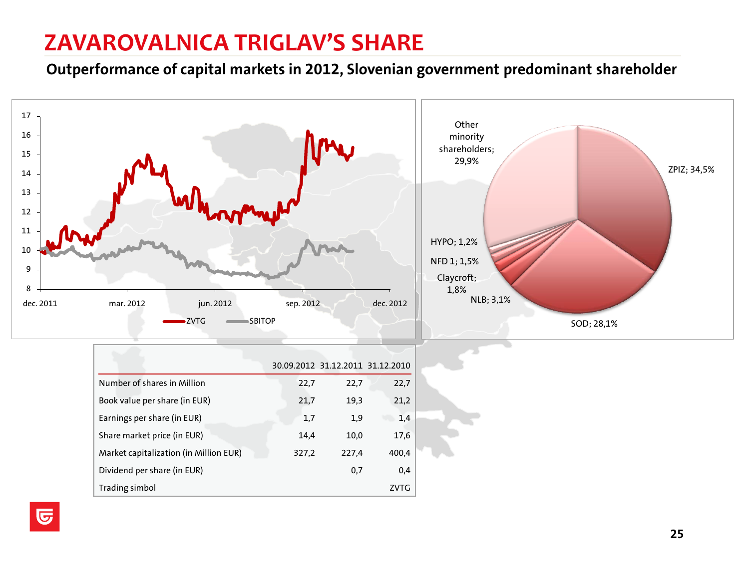# ZAVAROVALNICA TRIGLAV'S SHARE

## Outperformance of capital markets in 2012, Slovenian government predominant shareholder

|  | 30.09.2012 | 31.12.2011 | 31.12.2010 |
|---|---|---|---|
| Number of shares in Million | 22,7 | 22,7 | 22,7 |
| Book value per share (in EUR) | 21,7 | 19,3 | 21,2 |
| Earnings per share (in EUR) | 1,7 | 1,9 | 1,4 |
| Share market price (in EUR) | 14,4 | 10,0 | 17,6 |
| Market capitalization (in Million EUR) | 327,2 | 227,4 | 400,4 |
| Dividend per share (in EUR) |  | 0,7 | 0,4 |
| Trading simbol |  |  | ZVTG |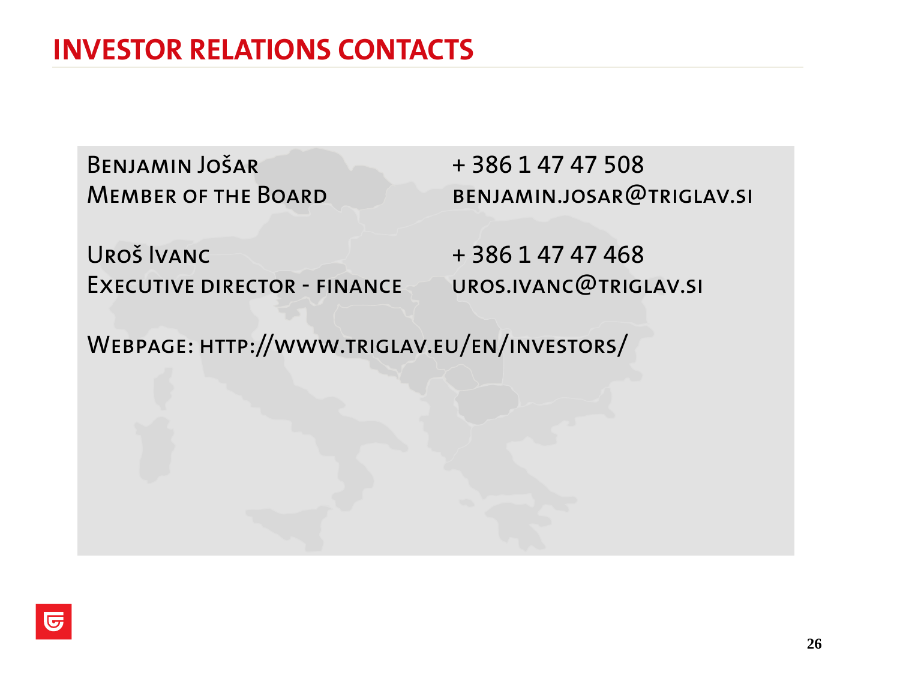# INVESTOR RELATIONS CONTACTS

Benjamin Jošar
Member of the Board

+ 386 1 47 47 508
benjamin.josar@triglav.si

Uroš Ivanc
Executive director - finance

+ 386 1 47 47 468
uros.ivanc@triglav.si

Webpage: http://www.triglav.eu/en/investors/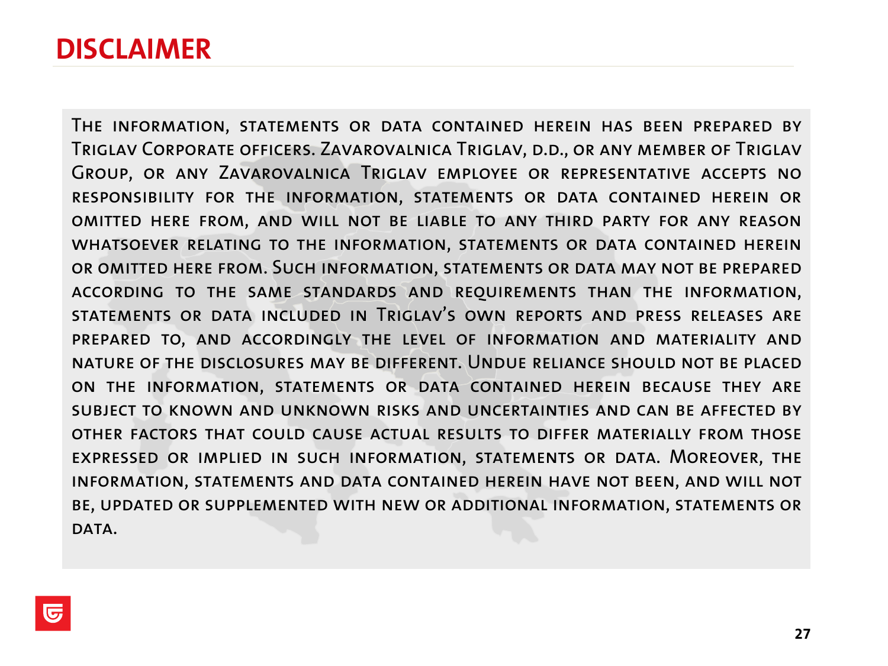# DISCLAIMER

The information, statements or data contained herein has been prepared by Triglav Corporate officers. Zavarovalnica Triglav, d.d., or any member of Triglav Group, or any Zavarovalnica Triglav employee or representative accepts no responsibility for the information, statements or data contained herein or omitted here from, and will not be liable to any third party for any reason whatsoever relating to the information, statements or data contained herein or omitted here from. Such information, statements or data may not be prepared according to the same standards and requirements than the information, statements or data included in Triglav's own reports and press releases are prepared to, and accordingly the level of information and materiality and nature of the disclosures may be different. Undue reliance should not be placed on the information, statements or data contained herein because they are subject to known and unknown risks and uncertainties and can be affected by other factors that could cause actual results to differ materially from those expressed or implied in such information, statements or data. Moreover, the information, statements and data contained herein have not been, and will not be, updated or supplemented with new or additional information, statements or data.